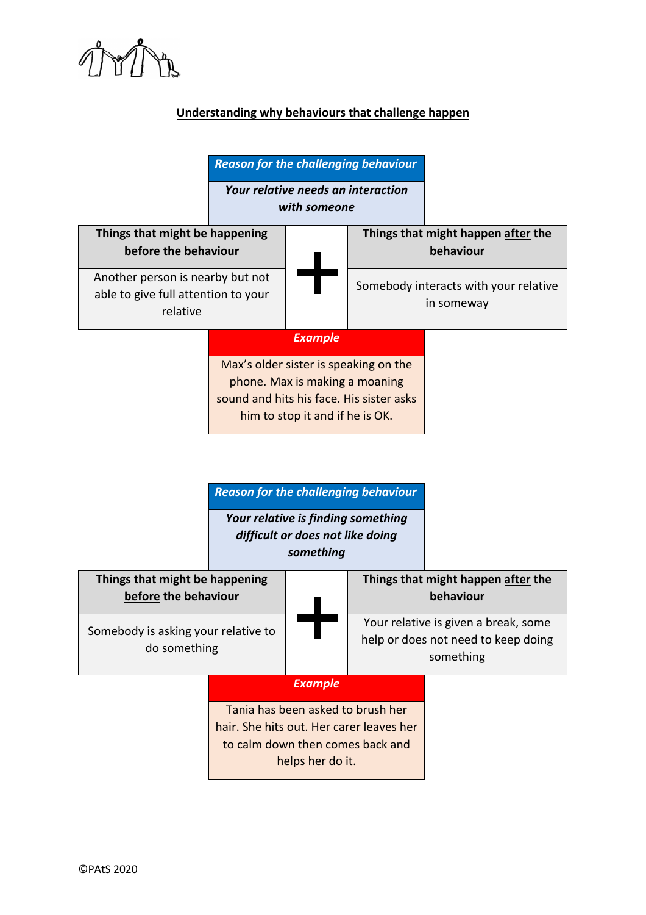<u>**Understanding why behaviours that challenge happen**</u>

| ***Reason for the challenging behaviour*** |
|---|
| ***Your relative needs an interaction with someone*** |

| **Things that might be happening <u>before</u> the behaviour** | | **Things that might happen <u>after</u> the behaviour** |
|---|---|---|
| Another person is nearby but not able to give full attention to your relative | **+** | Somebody interacts with your relative in someway |

| ***Example*** |
|---|
| Max's older sister is speaking on the phone. Max is making a moaning sound and hits his face. His sister asks him to stop it and if he is OK. |

| ***Reason for the challenging behaviour*** |
|---|
| ***Your relative is finding something difficult or does not like doing something*** |

| **Things that might be happening <u>before</u> the behaviour** | | **Things that might happen <u>after</u> the behaviour** |
|---|---|---|
| Somebody is asking your relative to do something | **+** | Your relative is given a break, some help or does not need to keep doing something |

| ***Example*** |
|---|
| Tania has been asked to brush her hair. She hits out. Her carer leaves her to calm down then comes back and helps her do it. |

©PAtS 2020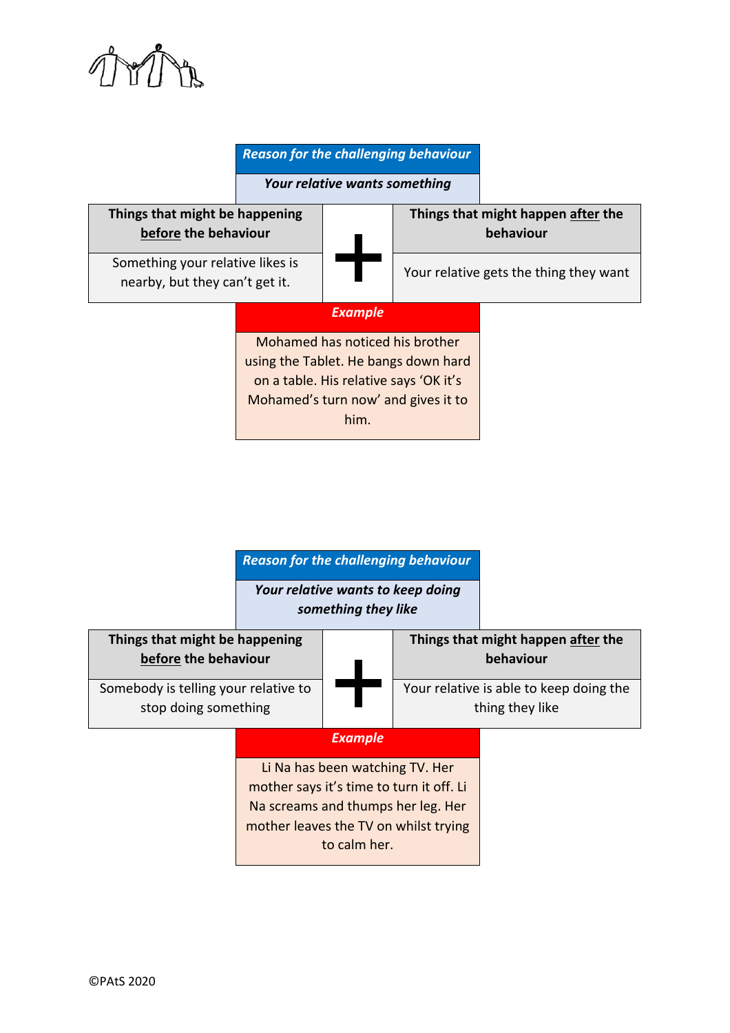***Reason for the challenging behaviour***

***Your relative wants something***

| Things that might be happening **before** the behaviour | + | Things that might happen **after** the behaviour |
| --- | --- | --- |
| Something your relative likes is nearby, but they can't get it. | | Your relative gets the thing they want |

***Example***

Mohamed has noticed his brother using the Tablet. He bangs down hard on a table. His relative says 'OK it's Mohamed's turn now' and gives it to him.

***Reason for the challenging behaviour***

***Your relative wants to keep doing something they like***

| Things that might be happening **before** the behaviour | + | Things that might happen **after** the behaviour |
| --- | --- | --- |
| Somebody is telling your relative to stop doing something | | Your relative is able to keep doing the thing they like |

***Example***

Li Na has been watching TV. Her mother says it's time to turn it off. Li Na screams and thumps her leg. Her mother leaves the TV on whilst trying to calm her.

©PAtS 2020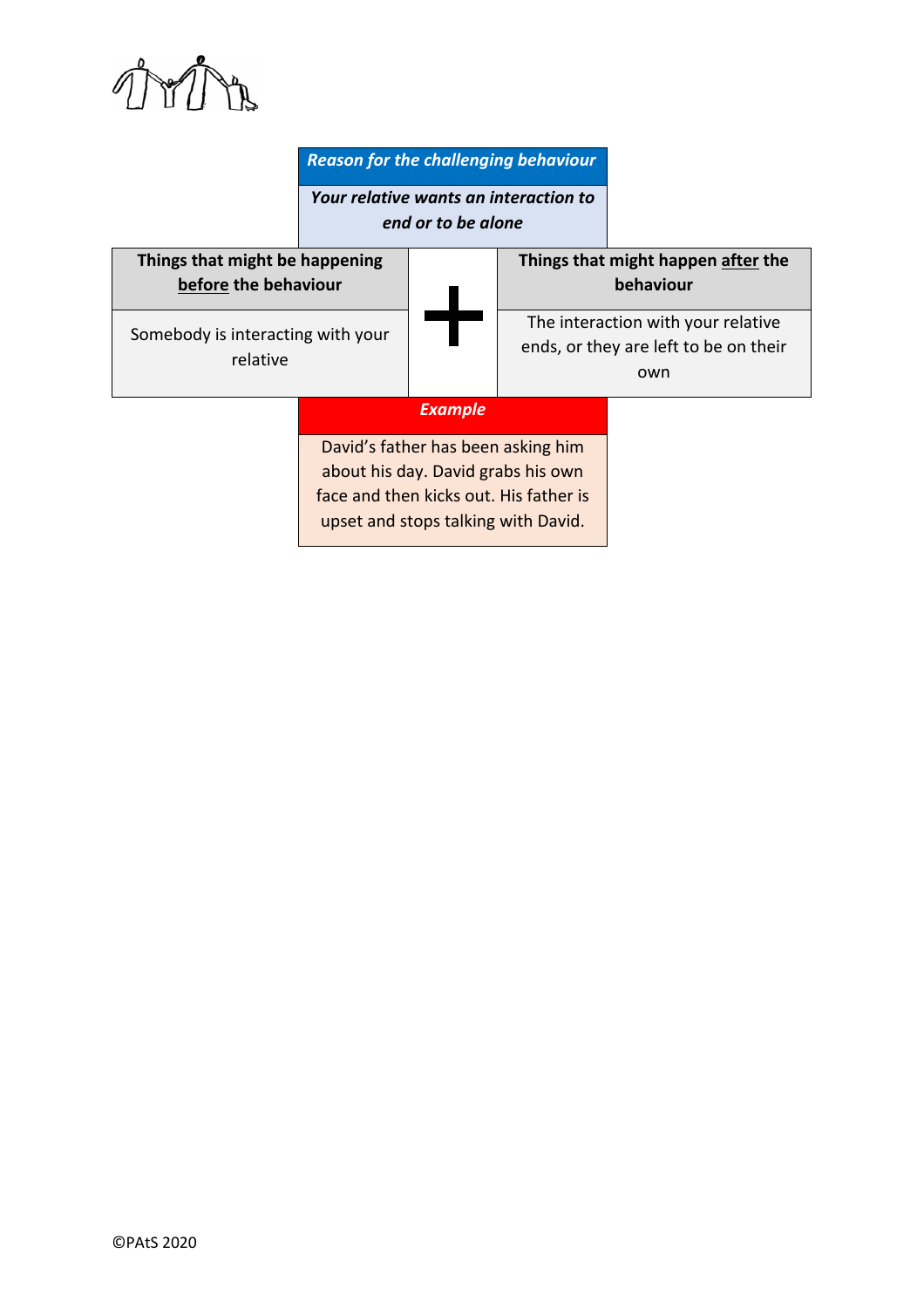***Reason for the challenging behaviour***

***Your relative wants an interaction to end or to be alone***

| **Things that might be happening before the behaviour** | + | **Things that might happen after the behaviour** |
| --- | --- | --- |
| Somebody is interacting with your relative | | The interaction with your relative ends, or they are left to be on their own |

***Example***

David's father has been asking him about his day. David grabs his own face and then kicks out. His father is upset and stops talking with David.

©PAtS 2020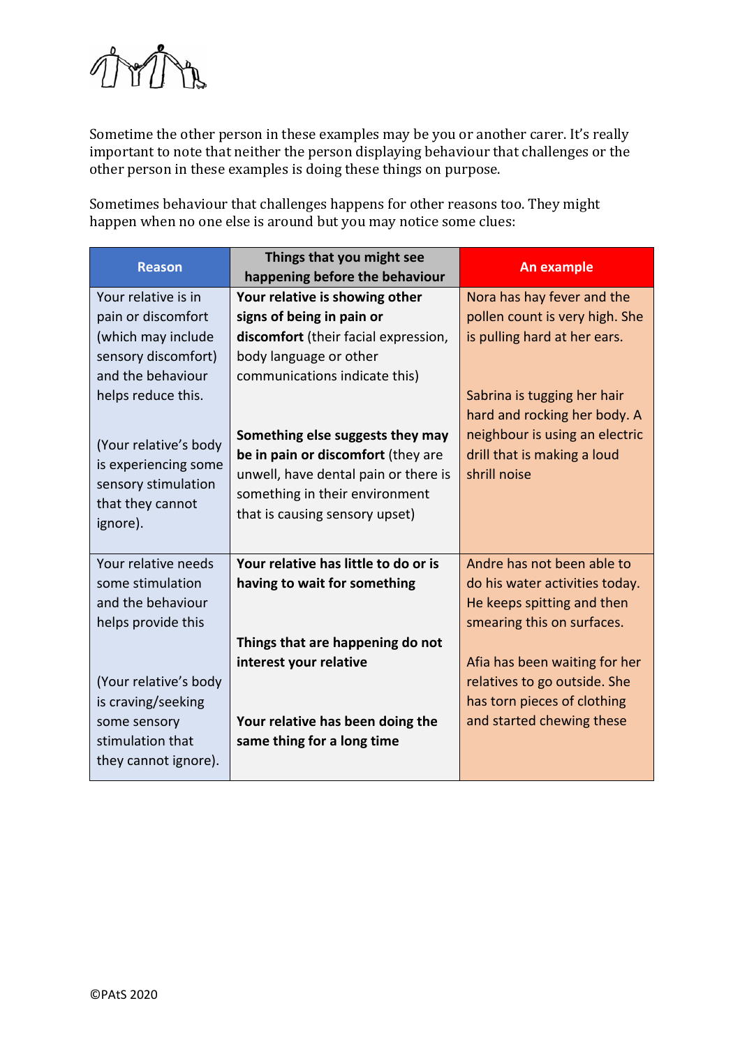Sometime the other person in these examples may be you or another carer. It's really important to note that neither the person displaying behaviour that challenges or the other person in these examples is doing these things on purpose.

Sometimes behaviour that challenges happens for other reasons too. They might happen when no one else is around but you may notice some clues:

| Reason | Things that you might see happening before the behaviour | An example |
| --- | --- | --- |
| Your relative is in pain or discomfort (which may include sensory discomfort) and the behaviour helps reduce this.<br><br>(Your relative's body is experiencing some sensory stimulation that they cannot ignore). | **Your relative is showing other signs of being in pain or discomfort** (their facial expression, body language or other communications indicate this)<br><br>**Something else suggests they may be in pain or discomfort** (they are unwell, have dental pain or there is something in their environment that is causing sensory upset) | Nora has hay fever and the pollen count is very high. She is pulling hard at her ears.<br><br>Sabrina is tugging her hair hard and rocking her body. A neighbour is using an electric drill that is making a loud shrill noise |
| Your relative needs some stimulation and the behaviour helps provide this<br><br>(Your relative's body is craving/seeking some sensory stimulation that they cannot ignore). | **Your relative has little to do or is having to wait for something**<br><br>**Things that are happening do not interest your relative**<br><br>**Your relative has been doing the same thing for a long time** | Andre has not been able to do his water activities today. He keeps spitting and then smearing this on surfaces.<br><br>Afia has been waiting for her relatives to go outside. She has torn pieces of clothing and started chewing these |

©PAtS 2020